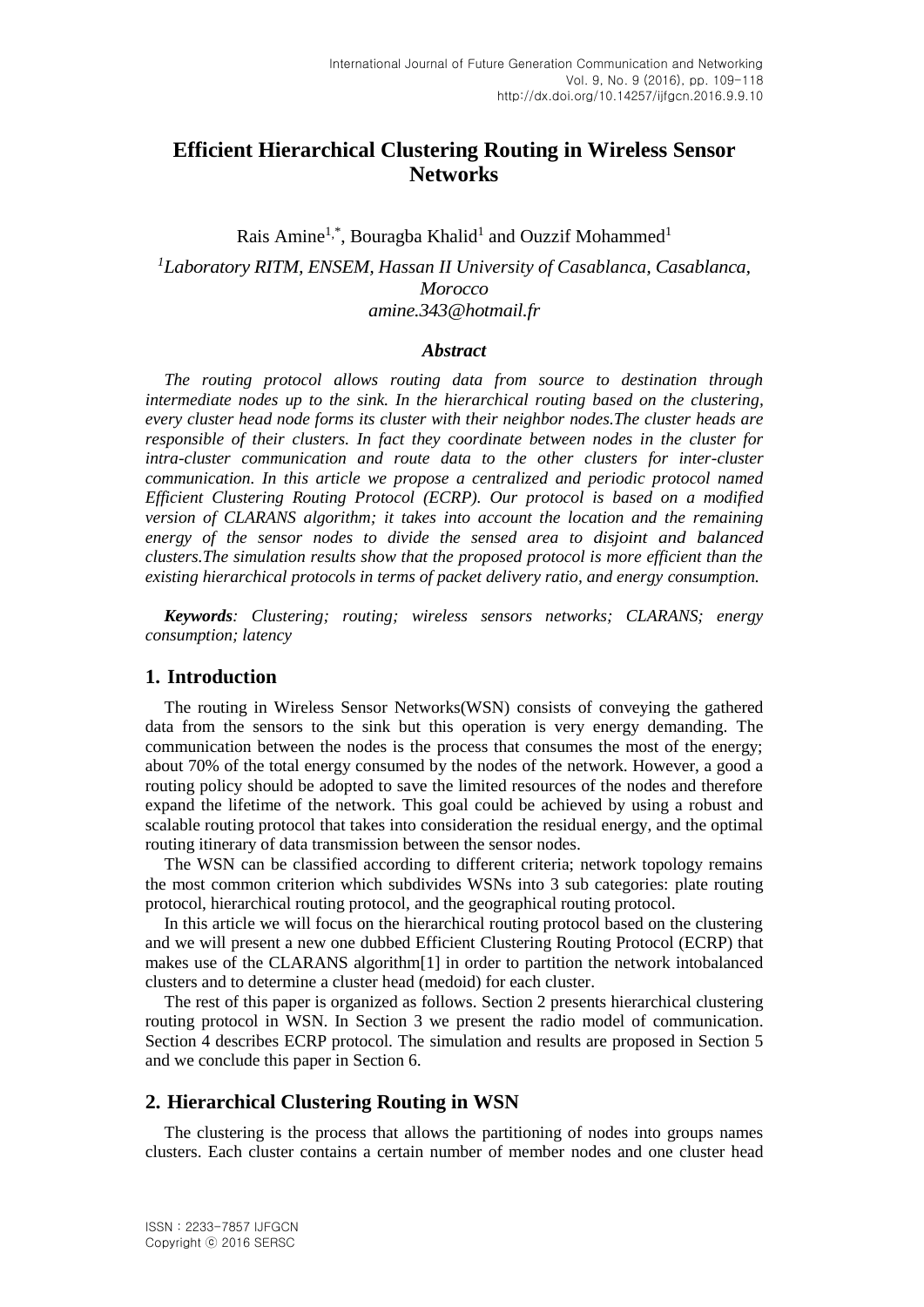# Efficient Hierarchical Clustering Routing in Wireless Sensor Networks

Rais Amine[1,*], Bouragba Khalid[1] and Ouzzif Mohammed[1]

*[1]Laboratory RITM, ENSEM, Hassan II University of Casablanca, Casablanca, Morocco*
*amine.343@hotmail.fr*

### *Abstract*

*The routing protocol allows routing data from source to destination through intermediate nodes up to the sink. In the hierarchical routing based on the clustering, every cluster head node forms its cluster with their neighbor nodes.The cluster heads are responsible of their clusters. In fact they coordinate between nodes in the cluster for intra-cluster communication and route data to the other clusters for inter-cluster communication. In this article we propose a centralized and periodic protocol named Efficient Clustering Routing Protocol (ECRP). Our protocol is based on a modified version of CLARANS algorithm; it takes into account the location and the remaining energy of the sensor nodes to divide the sensed area to disjoint and balanced clusters.The simulation results show that the proposed protocol is more efficient than the existing hierarchical protocols in terms of packet delivery ratio, and energy consumption.*

***Keywords**: Clustering; routing; wireless sensors networks; CLARANS; energy consumption; latency*

## 1. Introduction

The routing in Wireless Sensor Networks(WSN) consists of conveying the gathered data from the sensors to the sink but this operation is very energy demanding. The communication between the nodes is the process that consumes the most of the energy; about 70% of the total energy consumed by the nodes of the network. However, a good a routing policy should be adopted to save the limited resources of the nodes and therefore expand the lifetime of the network. This goal could be achieved by using a robust and scalable routing protocol that takes into consideration the residual energy, and the optimal routing itinerary of data transmission between the sensor nodes.

The WSN can be classified according to different criteria; network topology remains the most common criterion which subdivides WSNs into 3 sub categories: plate routing protocol, hierarchical routing protocol, and the geographical routing protocol.

In this article we will focus on the hierarchical routing protocol based on the clustering and we will present a new one dubbed Efficient Clustering Routing Protocol (ECRP) that makes use of the CLARANS algorithm[1] in order to partition the network intobalanced clusters and to determine a cluster head (medoid) for each cluster.

The rest of this paper is organized as follows. Section 2 presents hierarchical clustering routing protocol in WSN. In Section 3 we present the radio model of communication. Section 4 describes ECRP protocol. The simulation and results are proposed in Section 5 and we conclude this paper in Section 6.

## 2. Hierarchical Clustering Routing in WSN

The clustering is the process that allows the partitioning of nodes into groups names clusters. Each cluster contains a certain number of member nodes and one cluster head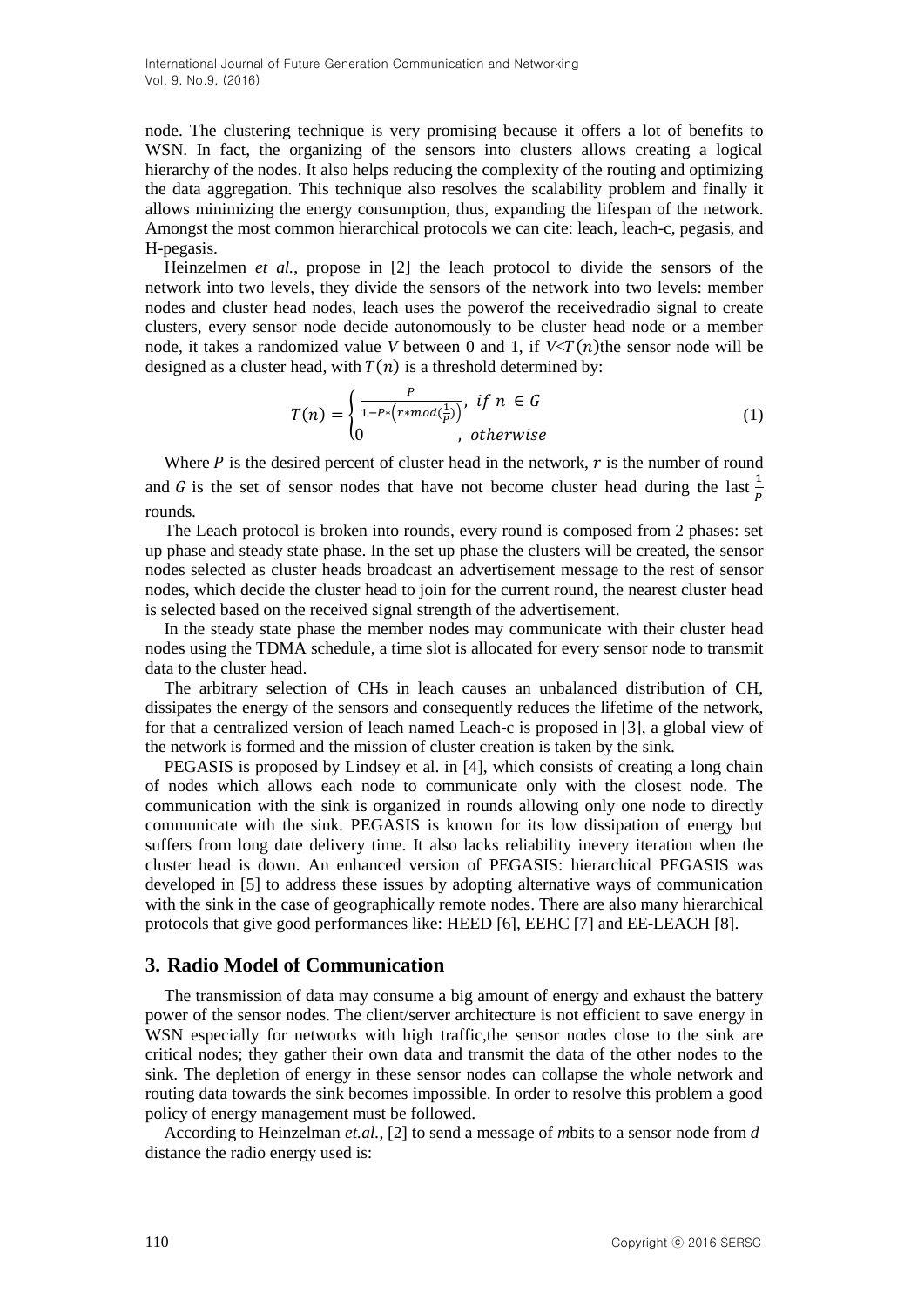node. The clustering technique is very promising because it offers a lot of benefits to WSN. In fact, the organizing of the sensors into clusters allows creating a logical hierarchy of the nodes. It also helps reducing the complexity of the routing and optimizing the data aggregation. This technique also resolves the scalability problem and finally it allows minimizing the energy consumption, thus, expanding the lifespan of the network. Amongst the most common hierarchical protocols we can cite: leach, leach-c, pegasis, and H-pegasis.

Heinzelmen *et al.*, propose in [2] the leach protocol to divide the sensors of the network into two levels, they divide the sensors of the network into two levels: member nodes and cluster head nodes, leach uses the powerof the receivedradio signal to create clusters, every sensor node decide autonomously to be cluster head node or a member node, it takes a randomized value *V* between 0 and 1, if $V<T(n)$the sensor node will be designed as a cluster head, with $T(n)$ is a threshold determined by:

$$T(n) = \begin{cases} \frac{P}{1-P*\left(r*mod\left(\frac{1}{P}\right)\right)}, & if\ n \in G \\ 0 & ,\ otherwise \end{cases} \quad (1)$$

Where $P$ is the desired percent of cluster head in the network, $r$ is the number of round and $G$ is the set of sensor nodes that have not become cluster head during the last $\frac{1}{P}$ rounds.

The Leach protocol is broken into rounds, every round is composed from 2 phases: set up phase and steady state phase. In the set up phase the clusters will be created, the sensor nodes selected as cluster heads broadcast an advertisement message to the rest of sensor nodes, which decide the cluster head to join for the current round, the nearest cluster head is selected based on the received signal strength of the advertisement.

In the steady state phase the member nodes may communicate with their cluster head nodes using the TDMA schedule, a time slot is allocated for every sensor node to transmit data to the cluster head.

The arbitrary selection of CHs in leach causes an unbalanced distribution of CH, dissipates the energy of the sensors and consequently reduces the lifetime of the network, for that a centralized version of leach named Leach-c is proposed in [3], a global view of the network is formed and the mission of cluster creation is taken by the sink.

PEGASIS is proposed by Lindsey et al. in [4], which consists of creating a long chain of nodes which allows each node to communicate only with the closest node. The communication with the sink is organized in rounds allowing only one node to directly communicate with the sink. PEGASIS is known for its low dissipation of energy but suffers from long date delivery time. It also lacks reliability inevery iteration when the cluster head is down. An enhanced version of PEGASIS: hierarchical PEGASIS was developed in [5] to address these issues by adopting alternative ways of communication with the sink in the case of geographically remote nodes. There are also many hierarchical protocols that give good performances like: HEED [6], EEHC [7] and EE-LEACH [8].

## 3. Radio Model of Communication

The transmission of data may consume a big amount of energy and exhaust the battery power of the sensor nodes. The client/server architecture is not efficient to save energy in WSN especially for networks with high traffic,the sensor nodes close to the sink are critical nodes; they gather their own data and transmit the data of the other nodes to the sink. The depletion of energy in these sensor nodes can collapse the whole network and routing data towards the sink becomes impossible. In order to resolve this problem a good policy of energy management must be followed.

According to Heinzelman *et.al.*, [2] to send a message of *m*bits to a sensor node from *d* distance the radio energy used is: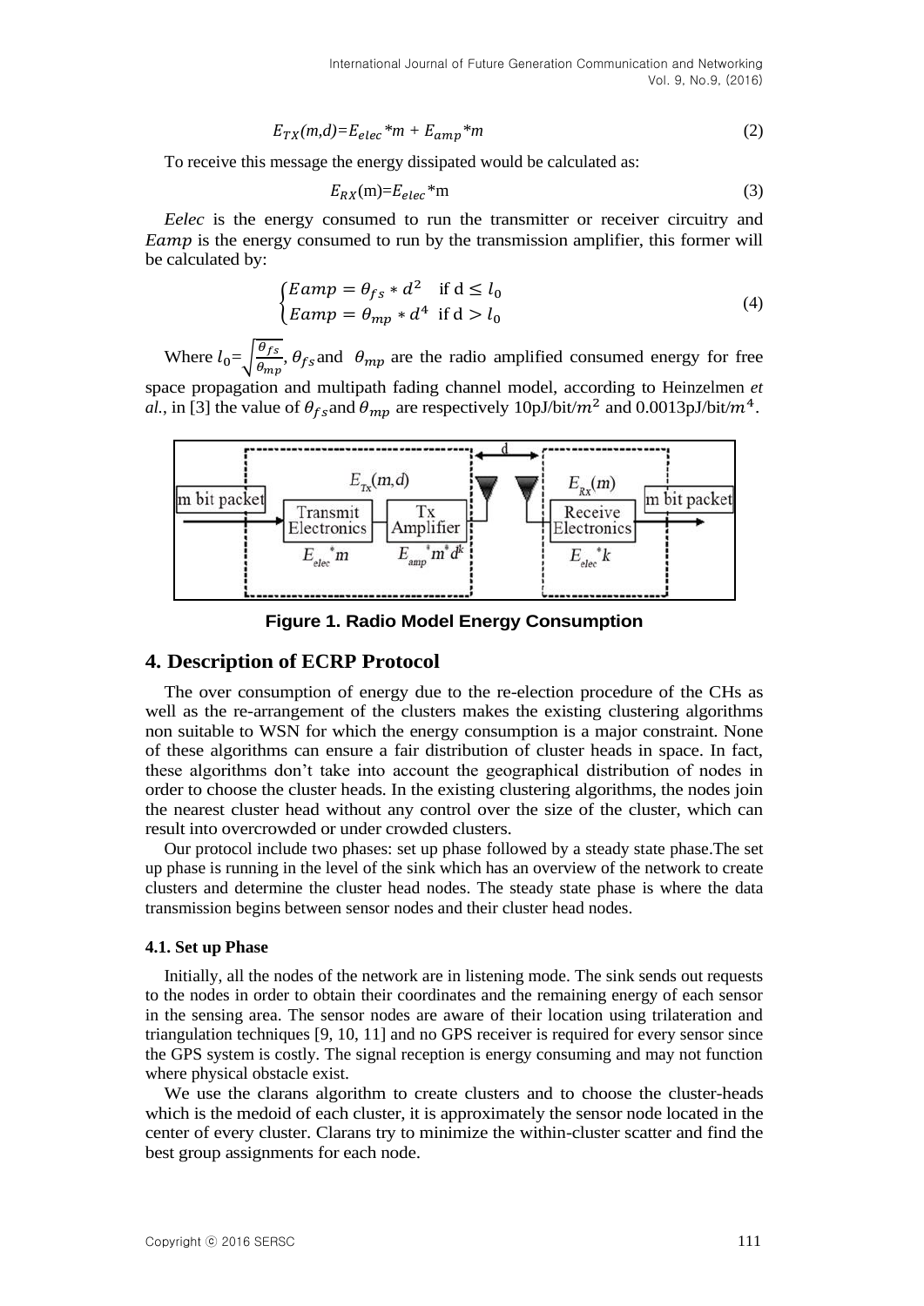$$E_{TX}(m,d)=E_{elec}*m + E_{amp}*m \quad (2)$$

To receive this message the energy dissipated would be calculated as:

$$E_{RX}(\text{m})=E_{elec}*\text{m} \quad (3)$$

*Eelec* is the energy consumed to run the transmitter or receiver circuitry and *Eamp* is the energy consumed to run by the transmission amplifier, this former will be calculated by:

$$\begin{cases} Eamp = \theta_{fs} * d^2 & \text{if d} \le l_0 \\ Eamp = \theta_{mp} * d^4 & \text{if d} > l_0 \end{cases} \quad (4)$$

Where $l_0=\sqrt{\frac{\theta_{fs}}{\theta_{mp}}}$, $\theta_{fs}$ and $\theta_{mp}$ are the radio amplified consumed energy for free space propagation and multipath fading channel model, according to Heinzelmen *et al.*, in [3] the value of $\theta_{fs}$ and $\theta_{mp}$ are respectively 10pJ/bit/$m^2$ and 0.0013pJ/bit/$m^4$.

d

m bit packet

$E_{Tx}(m,d)$

Transmit Electronics

$E_{elec}*m$

Tx Amplifier

$E_{amp}*m*d^k$

$E_{Rx}(m)$

Receive Electronics

$E_{elec}*k$

m bit packet

**Figure 1. Radio Model Energy Consumption**

## 4. Description of ECRP Protocol

The over consumption of energy due to the re-election procedure of the CHs as well as the re-arrangement of the clusters makes the existing clustering algorithms non suitable to WSN for which the energy consumption is a major constraint. None of these algorithms can ensure a fair distribution of cluster heads in space. In fact, these algorithms don't take into account the geographical distribution of nodes in order to choose the cluster heads. In the existing clustering algorithms, the nodes join the nearest cluster head without any control over the size of the cluster, which can result into overcrowded or under crowded clusters.

Our protocol include two phases: set up phase followed by a steady state phase.The set up phase is running in the level of the sink which has an overview of the network to create clusters and determine the cluster head nodes. The steady state phase is where the data transmission begins between sensor nodes and their cluster head nodes.

### 4.1. Set up Phase

Initially, all the nodes of the network are in listening mode. The sink sends out requests to the nodes in order to obtain their coordinates and the remaining energy of each sensor in the sensing area. The sensor nodes are aware of their location using trilateration and triangulation techniques [9, 10, 11] and no GPS receiver is required for every sensor since the GPS system is costly. The signal reception is energy consuming and may not function where physical obstacle exist.

We use the clarans algorithm to create clusters and to choose the cluster-heads which is the medoid of each cluster, it is approximately the sensor node located in the center of every cluster. Clarans try to minimize the within-cluster scatter and find the best group assignments for each node.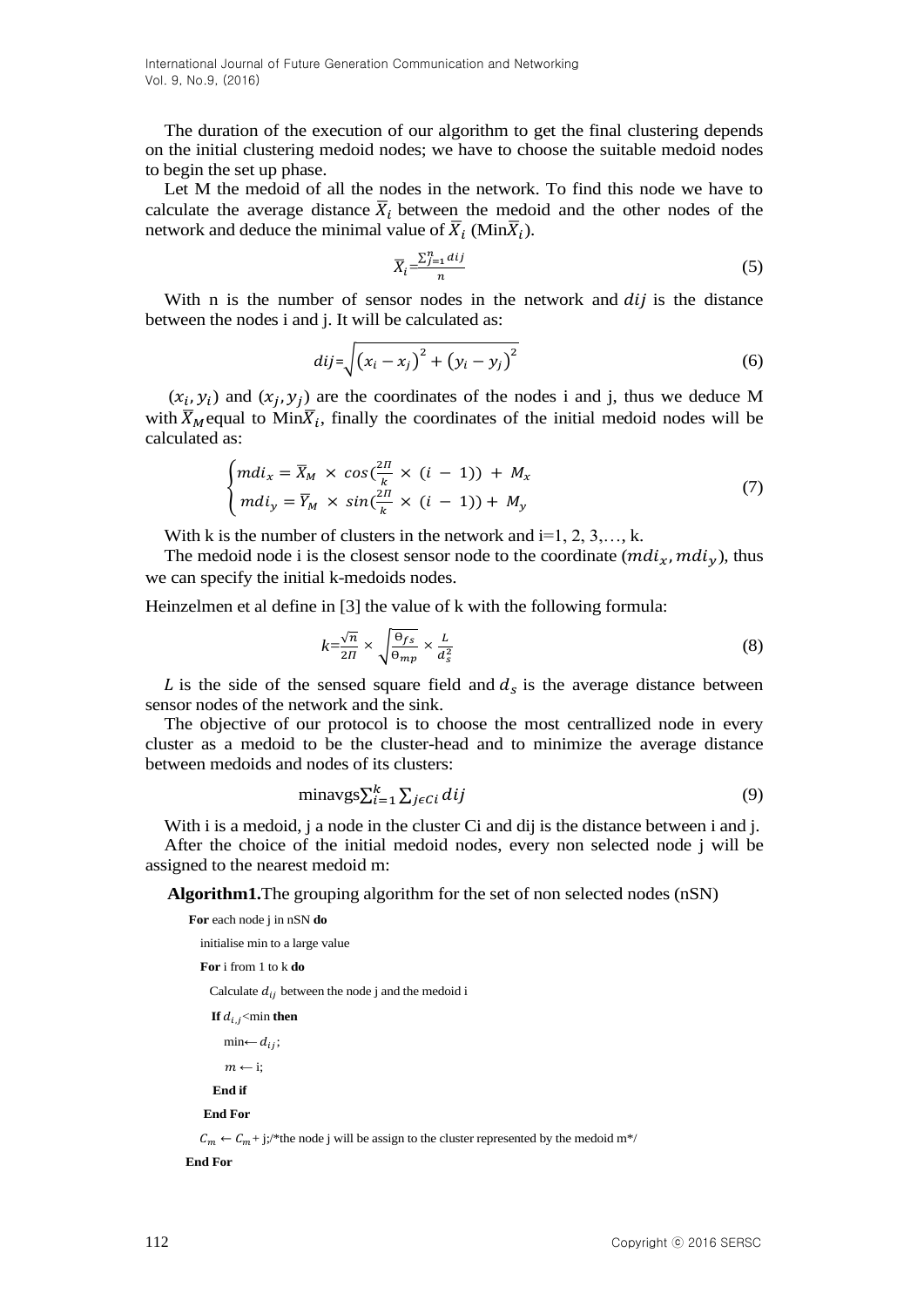The duration of the execution of our algorithm to get the final clustering depends on the initial clustering medoid nodes; we have to choose the suitable medoid nodes to begin the set up phase.

Let M the medoid of all the nodes in the network. To find this node we have to calculate the average distance $\overline{X}_i$ between the medoid and the other nodes of the network and deduce the minimal value of $\overline{X}_i$ (Min$\overline{X}_i$).

$$\overline{X}_i = \frac{\sum_{j=1}^{n} dij}{n} \tag{5}$$

With n is the number of sensor nodes in the network and $dij$ is the distance between the nodes i and j. It will be calculated as:

$$dij = \sqrt{\left(x_i - x_j\right)^2 + \left(y_i - y_j\right)^2} \tag{6}$$

$(x_i, y_i)$ and $(x_j, y_j)$ are the coordinates of the nodes i and j, thus we deduce M with $\overline{X}_M$ equal to Min$\overline{X}_i$, finally the coordinates of the initial medoid nodes will be calculated as:

$$\begin{cases} mdi_x = \overline{X}_M \times cos(\frac{2\Pi}{k} \times (i - 1)) + M_x \\ mdi_y = \overline{Y}_M \times sin(\frac{2\Pi}{k} \times (i - 1)) + M_y \end{cases} \tag{7}$$

With k is the number of clusters in the network and i=1, 2, 3,…, k.

The medoid node i is the closest sensor node to the coordinate $(mdi_x, mdi_y)$, thus we can specify the initial k-medoids nodes.

Heinzelmen et al define in [3] the value of k with the following formula:

$$k = \frac{\sqrt{n}}{2\Pi} \times \sqrt{\frac{\Theta_{fs}}{\Theta_{mp}}} \times \frac{L}{d_s^2} \tag{8}$$

$L$ is the side of the sensed square field and $d_s$ is the average distance between sensor nodes of the network and the sink.

The objective of our protocol is to choose the most centrallized node in every cluster as a medoid to be the cluster-head and to minimize the average distance between medoids and nodes of its clusters:

$$\text{minavgs} \sum_{i=1}^{k} \sum_{j \in Ci} dij \tag{9}$$

With i is a medoid, j a node in the cluster Ci and dij is the distance between i and j.

After the choice of the initial medoid nodes, every non selected node j will be assigned to the nearest medoid m:

**Algorithm1.** The grouping algorithm for the set of non selected nodes (nSN)

**For** each node j in nSN **do**
 initialise min to a large value
 **For** i from 1 to k **do**
  Calculate $d_{ij}$ between the node j and the medoid i
  **If** $d_{i,j}$<min **then**
   min← $d_{ij}$;
   $m$ ← i;
  **End if**
 **End For**
 $C_m$ ← $C_m$ + j;/*the node j will be assign to the cluster represented by the medoid m*/
**End For**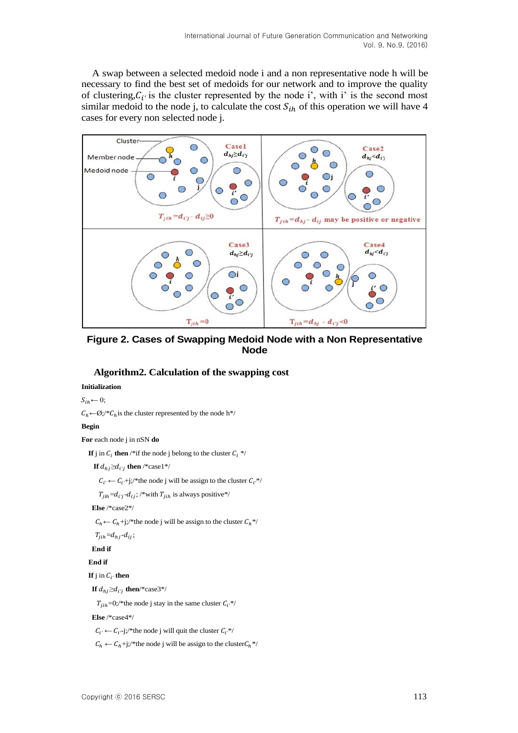A swap between a selected medoid node i and a non representative node h will be necessary to find the best set of medoids for our network and to improve the quality of clustering, $C_{i'}$ is the cluster represented by the node i', with i' is the second most similar medoid to the node j, to calculate the cost $S_{ih}$ of this operation we will have 4 cases for every non selected node j.

Cluster
Member node
Medoid node
Case1
$d_{hj} \geq d_{i'j}$
$T_{jih} = d_{i'j} - d_{ij} \geq 0$
Case2
$d_{hj} < d_{i'j}$
$T_{jih} = d_{hj} - d_{ij}$ may be positive or negative
Case3
$d_{hj} \geq d_{i'j}$
$T_{jih} = 0$
Case4
$d_{hj} < d_{i'j}$
$T_{jih} = d_{hj} - d_{i'j} < 0$

**Figure 2. Cases of Swapping Medoid Node with a Non Representative Node**

### Algorithm2. Calculation of the swapping cost

**Initialization**

$S_{ih} \leftarrow 0$;

$C_h \leftarrow \emptyset$;/*$C_h$ is the cluster represented by the node h*/

**Begin**

**For** each node j in nSN **do**

&nbsp;&nbsp;**If** j in $C_i$ **then** /*if the node j belong to the cluster $C_i$ */

&nbsp;&nbsp;&nbsp;&nbsp;**If** $d_{hj} \geq d_{i'j}$ **then** /*case1*/

&nbsp;&nbsp;&nbsp;&nbsp;&nbsp;&nbsp;$C_{i'} \leftarrow C_{i'}$+j;/*the node j will be assign to the cluster $C_{i'}$*/

&nbsp;&nbsp;&nbsp;&nbsp;&nbsp;&nbsp;$T_{jih} = d_{i'j} - d_{ij}$; /*with $T_{jih}$ is always positive*/

&nbsp;&nbsp;&nbsp;&nbsp;**Else** /*case2*/

&nbsp;&nbsp;&nbsp;&nbsp;&nbsp;&nbsp;$C_h \leftarrow C_h$+j;/*the node j will be assign to the cluster $C_h$*/

&nbsp;&nbsp;&nbsp;&nbsp;&nbsp;&nbsp;$T_{jih} = d_{hj} - d_{ij}$;

&nbsp;&nbsp;&nbsp;&nbsp;**End if**

&nbsp;&nbsp;**End if**

&nbsp;&nbsp;**If** j in $C_{i'}$ **then**

&nbsp;&nbsp;&nbsp;&nbsp;**If** $d_{hj} \geq d_{i'j}$ **then**/*case3*/

&nbsp;&nbsp;&nbsp;&nbsp;&nbsp;&nbsp;$T_{jih}$=0;/*the node j stay in the same cluster $C_{i'}$*/

&nbsp;&nbsp;&nbsp;&nbsp;**Else** /*case4*/

&nbsp;&nbsp;&nbsp;&nbsp;&nbsp;&nbsp;$C_{i'} \leftarrow C_{i'}$-j;/*the node j will quit the cluster $C_{i'}$*/

&nbsp;&nbsp;&nbsp;&nbsp;&nbsp;&nbsp;$C_h \leftarrow C_h$+j;/*the node j will be assign to the cluster $C_h$*/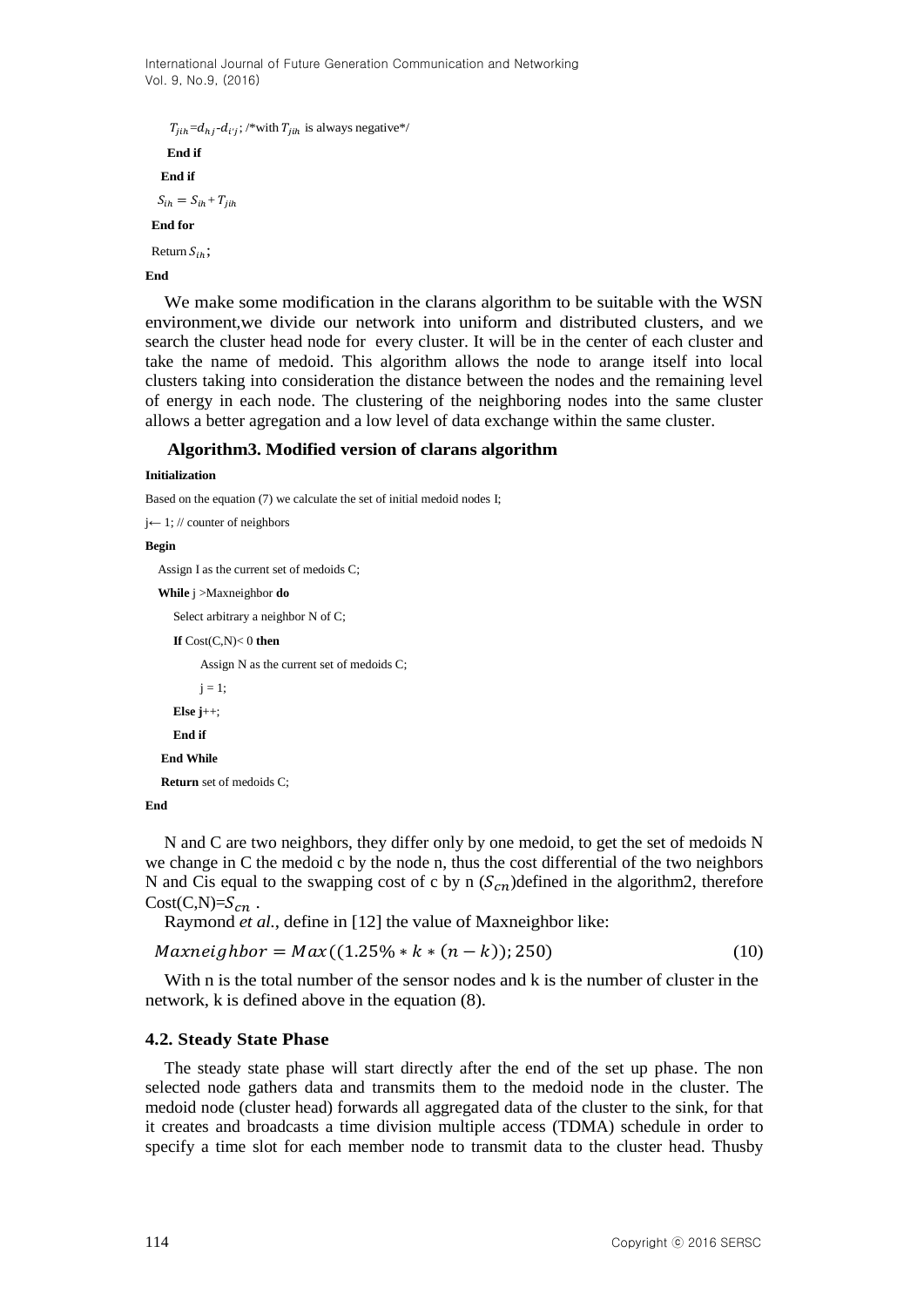$T_{jih}$=$d_{hj}$-$d_{i'j}$; /*with $T_{jih}$ is always negative*/

**End if**

**End if**

$S_{ih} = S_{ih} + T_{jih}$

**End for**

Return $S_{ih}$;

**End**

We make some modification in the clarans algorithm to be suitable with the WSN environment,we divide our network into uniform and distributed clusters, and we search the cluster head node for every cluster. It will be in the center of each cluster and take the name of medoid. This algorithm allows the node to arange itself into local clusters taking into consideration the distance between the nodes and the remaining level of energy in each node. The clustering of the neighboring nodes into the same cluster allows a better agregation and a low level of data exchange within the same cluster.

**Algorithm3. Modified version of clarans algorithm**

**Initialization**

Based on the equation (7) we calculate the set of initial medoid nodes I;

j← 1; // counter of neighbors

**Begin**

Assign I as the current set of medoids C;

**While** j >Maxneighbor **do**

Select arbitrary a neighbor N of C;

**If** Cost(C,N)< 0 **then**

Assign N as the current set of medoids C;

j = 1;

**Else** j++;

**End if**

**End While**

**Return** set of medoids C;

**End**

N and C are two neighbors, they differ only by one medoid, to get the set of medoids N we change in C the medoid c by the node n, thus the cost differential of the two neighbors N and Cis equal to the swapping cost of c by n ($S_{cn}$)defined in the algorithm2, therefore Cost(C,N)=$S_{cn}$ .

Raymond *et al.*, define in [12] the value of Maxneighbor like:

$$Maxneighbor = Max((1.25\% * k * (n - k)); 250) \tag{10}$$

With n is the total number of the sensor nodes and k is the number of cluster in the network, k is defined above in the equation (8).

### 4.2. Steady State Phase

The steady state phase will start directly after the end of the set up phase. The non selected node gathers data and transmits them to the medoid node in the cluster. The medoid node (cluster head) forwards all aggregated data of the cluster to the sink, for that it creates and broadcasts a time division multiple access (TDMA) schedule in order to specify a time slot for each member node to transmit data to the cluster head. Thusby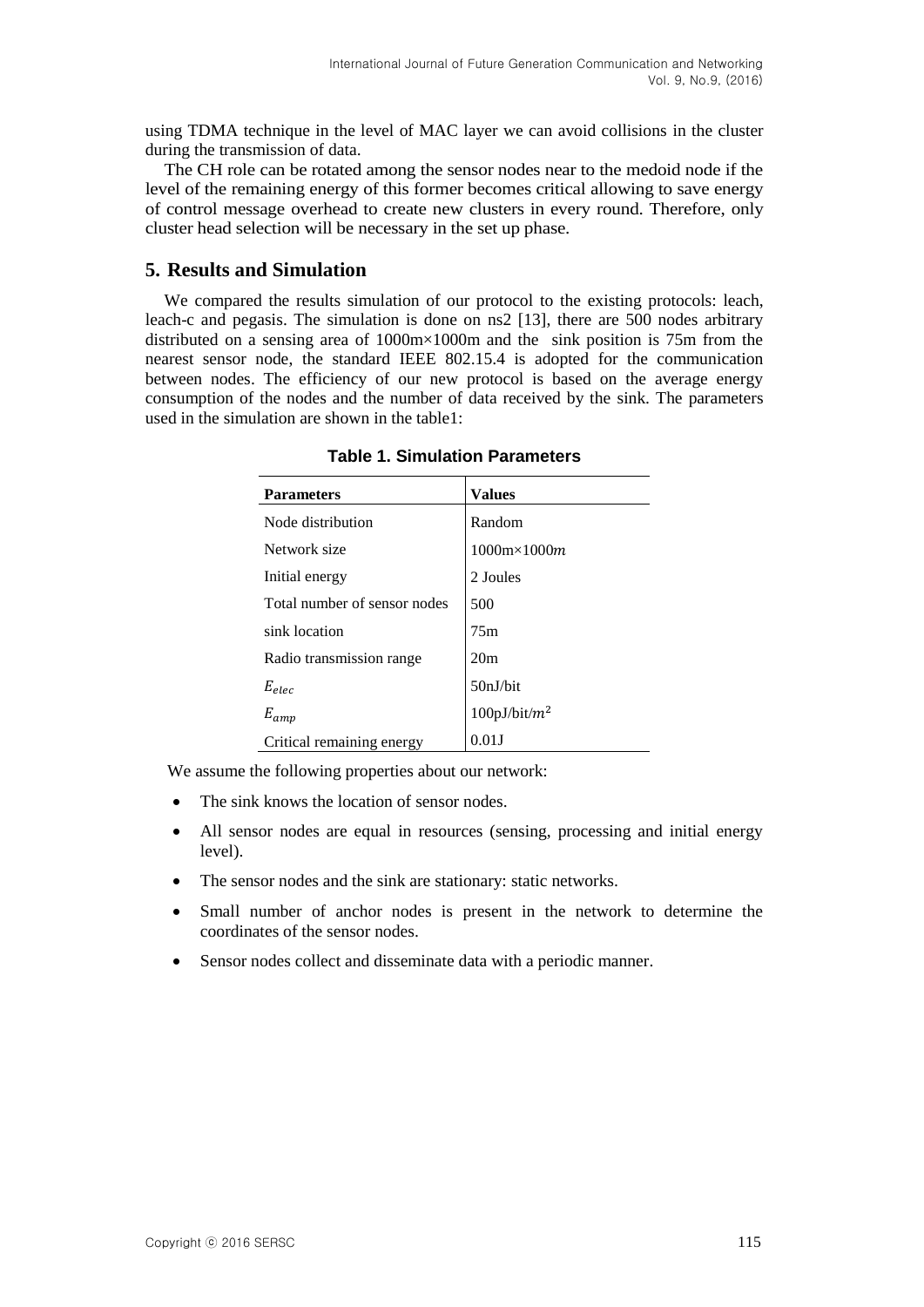using TDMA technique in the level of MAC layer we can avoid collisions in the cluster during the transmission of data.

The CH role can be rotated among the sensor nodes near to the medoid node if the level of the remaining energy of this former becomes critical allowing to save energy of control message overhead to create new clusters in every round. Therefore, only cluster head selection will be necessary in the set up phase.

## 5. Results and Simulation

We compared the results simulation of our protocol to the existing protocols: leach, leach-c and pegasis. The simulation is done on ns2 [13], there are 500 nodes arbitrary distributed on a sensing area of 1000m×1000m and the sink position is 75m from the nearest sensor node, the standard IEEE 802.15.4 is adopted for the communication between nodes. The efficiency of our new protocol is based on the average energy consumption of the nodes and the number of data received by the sink. The parameters used in the simulation are shown in the table1:

**Table 1. Simulation Parameters**

| Parameters | Values |
|---|---|
| Node distribution | Random |
| Network size | 1000m×1000$m$ |
| Initial energy | 2 Joules |
| Total number of sensor nodes | 500 |
| sink location | 75m |
| Radio transmission range | 20m |
| $E_{elec}$ | 50nJ/bit |
| $E_{amp}$ | 100pJ/bit/$m^2$ |
| Critical remaining energy | 0.01J |

We assume the following properties about our network:

- The sink knows the location of sensor nodes.
- All sensor nodes are equal in resources (sensing, processing and initial energy level).
- The sensor nodes and the sink are stationary: static networks.
- Small number of anchor nodes is present in the network to determine the coordinates of the sensor nodes.
- Sensor nodes collect and disseminate data with a periodic manner.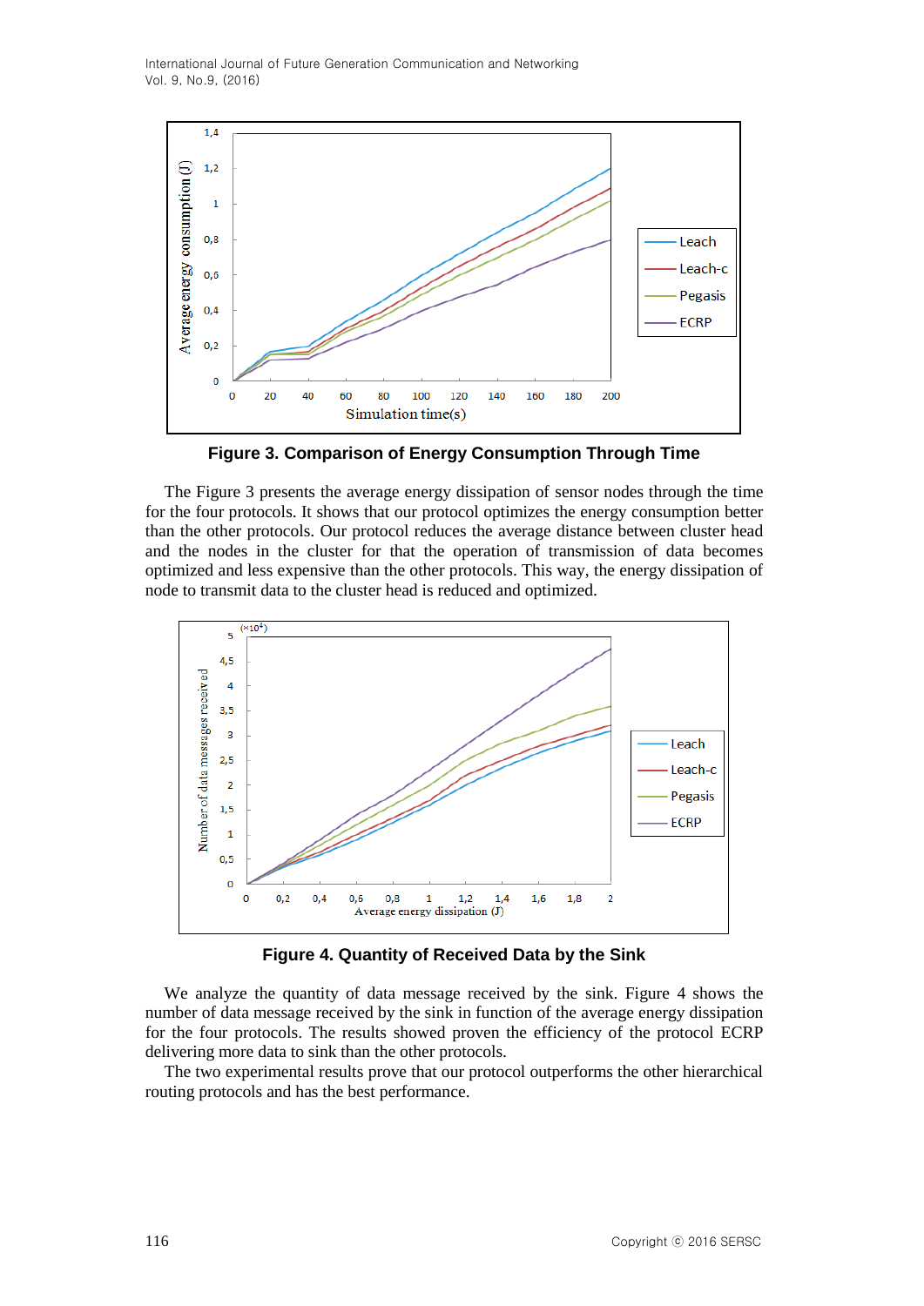1,4
1,2
1
0,8
0,6
0,4
0,2
0
Average energy consumption (J)
0 20 40 60 80 100 120 140 160 180 200
Simulation time(s)
Leach
Leach-c
Pegasis
ECRP

**Figure 3. Comparison of Energy Consumption Through Time**

The Figure 3 presents the average energy dissipation of sensor nodes through the time for the four protocols. It shows that our protocol optimizes the energy consumption better than the other protocols. Our protocol reduces the average distance between cluster head and the nodes in the cluster for that the operation of transmission of data becomes optimized and less expensive than the other protocols. This way, the energy dissipation of node to transmit data to the cluster head is reduced and optimized.

(×10[4])
5
4,5
4
3,5
3
2,5
2
1,5
1
0,5
0
Number of data messages received
0 0,2 0,4 0,6 0,8 1 1,2 1,4 1,6 1,8 2
Average energy dissipation (J)
Leach
Leach-c
Pegasis
ECRP

**Figure 4. Quantity of Received Data by the Sink**

We analyze the quantity of data message received by the sink. Figure 4 shows the number of data message received by the sink in function of the average energy dissipation for the four protocols. The results showed proven the efficiency of the protocol ECRP delivering more data to sink than the other protocols.

The two experimental results prove that our protocol outperforms the other hierarchical routing protocols and has the best performance.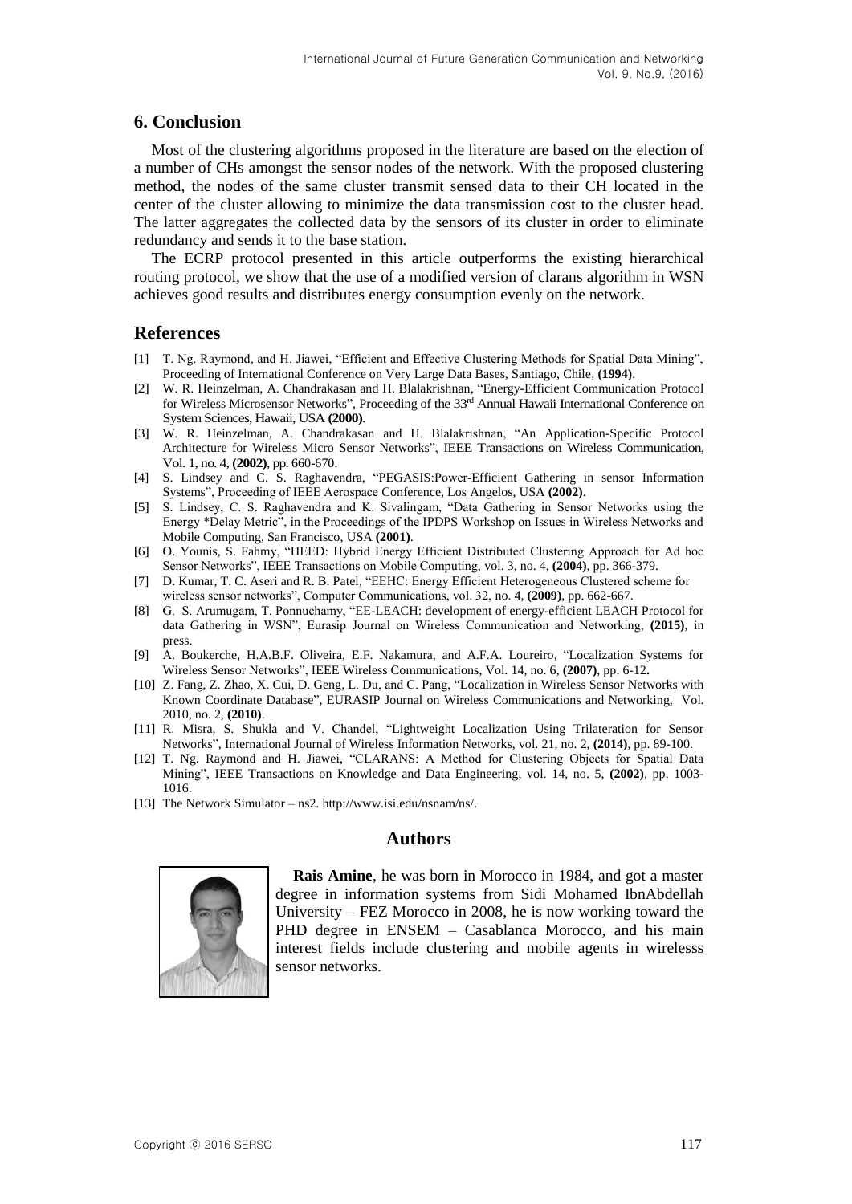## 6. Conclusion

Most of the clustering algorithms proposed in the literature are based on the election of a number of CHs amongst the sensor nodes of the network. With the proposed clustering method, the nodes of the same cluster transmit sensed data to their CH located in the center of the cluster allowing to minimize the data transmission cost to the cluster head. The latter aggregates the collected data by the sensors of its cluster in order to eliminate redundancy and sends it to the base station.

The ECRP protocol presented in this article outperforms the existing hierarchical routing protocol, we show that the use of a modified version of clarans algorithm in WSN achieves good results and distributes energy consumption evenly on the network.

## References

[1] T. Ng. Raymond, and H. Jiawei, "Efficient and Effective Clustering Methods for Spatial Data Mining", Proceeding of International Conference on Very Large Data Bases, Santiago, Chile, **(1994)**.

[2] W. R. Heinzelman, A. Chandrakasan and H. Blalakrishnan, "Energy-Efficient Communication Protocol for Wireless Microsensor Networks", Proceeding of the 33rd Annual Hawaii International Conference on System Sciences, Hawaii, USA **(2000)**.

[3] W. R. Heinzelman, A. Chandrakasan and H. Blalakrishnan, "An Application-Specific Protocol Architecture for Wireless Micro Sensor Networks", IEEE Transactions on Wireless Communication, Vol. 1, no. 4, **(2002)**, pp. 660-670.

[4] S. Lindsey and C. S. Raghavendra, "PEGASIS:Power-Efficient Gathering in sensor Information Systems", Proceeding of IEEE Aerospace Conference, Los Angelos, USA **(2002)**.

[5] S. Lindsey, C. S. Raghavendra and K. Sivalingam, "Data Gathering in Sensor Networks using the Energy *Delay Metric", in the Proceedings of the IPDPS Workshop on Issues in Wireless Networks and Mobile Computing, San Francisco, USA **(2001)**.

[6] O. Younis, S. Fahmy, "HEED: Hybrid Energy Efficient Distributed Clustering Approach for Ad hoc Sensor Networks", IEEE Transactions on Mobile Computing, vol. 3, no. 4, **(2004)**, pp. 366-379.

[7] D. Kumar, T. C. Aseri and R. B. Patel, "EEHC: Energy Efficient Heterogeneous Clustered scheme for wireless sensor networks", Computer Communications, vol. 32, no. 4, **(2009)**, pp. 662-667.

[8] G. S. Arumugam, T. Ponnuchamy, "EE-LEACH: development of energy-efficient LEACH Protocol for data Gathering in WSN", Eurasip Journal on Wireless Communication and Networking, **(2015)**, in press.

[9] A. Boukerche, H.A.B.F. Oliveira, E.F. Nakamura, and A.F.A. Loureiro, "Localization Systems for Wireless Sensor Networks", IEEE Wireless Communications, Vol. 14, no. 6, **(2007)**, pp. 6-12**.**

[10] Z. Fang, Z. Zhao, X. Cui, D. Geng, L. Du, and C. Pang, "Localization in Wireless Sensor Networks with Known Coordinate Database", EURASIP Journal on Wireless Communications and Networking, Vol. 2010, no. 2, **(2010)**.

[11] R. Misra, S. Shukla and V. Chandel, "Lightweight Localization Using Trilateration for Sensor Networks", International Journal of Wireless Information Networks, vol. 21, no. 2, **(2014)**, pp. 89-100.

[12] T. Ng. Raymond and H. Jiawei, "CLARANS: A Method for Clustering Objects for Spatial Data Mining", IEEE Transactions on Knowledge and Data Engineering, vol. 14, no. 5, **(2002)**, pp. 1003-1016.

[13] The Network Simulator – ns2. http://www.isi.edu/nsnam/ns/.

## Authors

**Rais Amine**, he was born in Morocco in 1984, and got a master degree in information systems from Sidi Mohamed IbnAbdellah University – FEZ Morocco in 2008, he is now working toward the PHD degree in ENSEM – Casablanca Morocco, and his main interest fields include clustering and mobile agents in wirelesss sensor networks.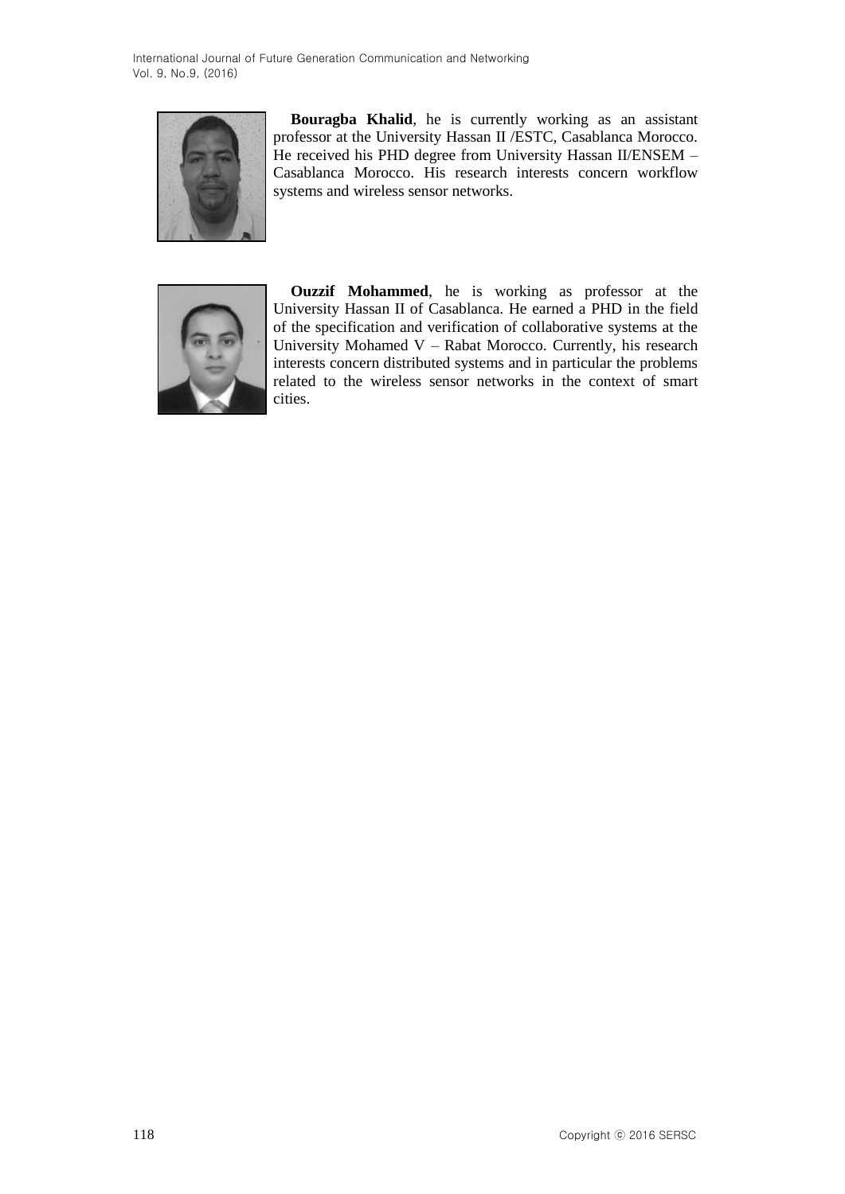**Bouragba Khalid**, he is currently working as an assistant professor at the University Hassan II /ESTC, Casablanca Morocco. He received his PHD degree from University Hassan II/ENSEM – Casablanca Morocco. His research interests concern workflow systems and wireless sensor networks.

**Ouzzif Mohammed**, he is working as professor at the University Hassan II of Casablanca. He earned a PHD in the field of the specification and verification of collaborative systems at the University Mohamed V – Rabat Morocco. Currently, his research interests concern distributed systems and in particular the problems related to the wireless sensor networks in the context of smart cities.